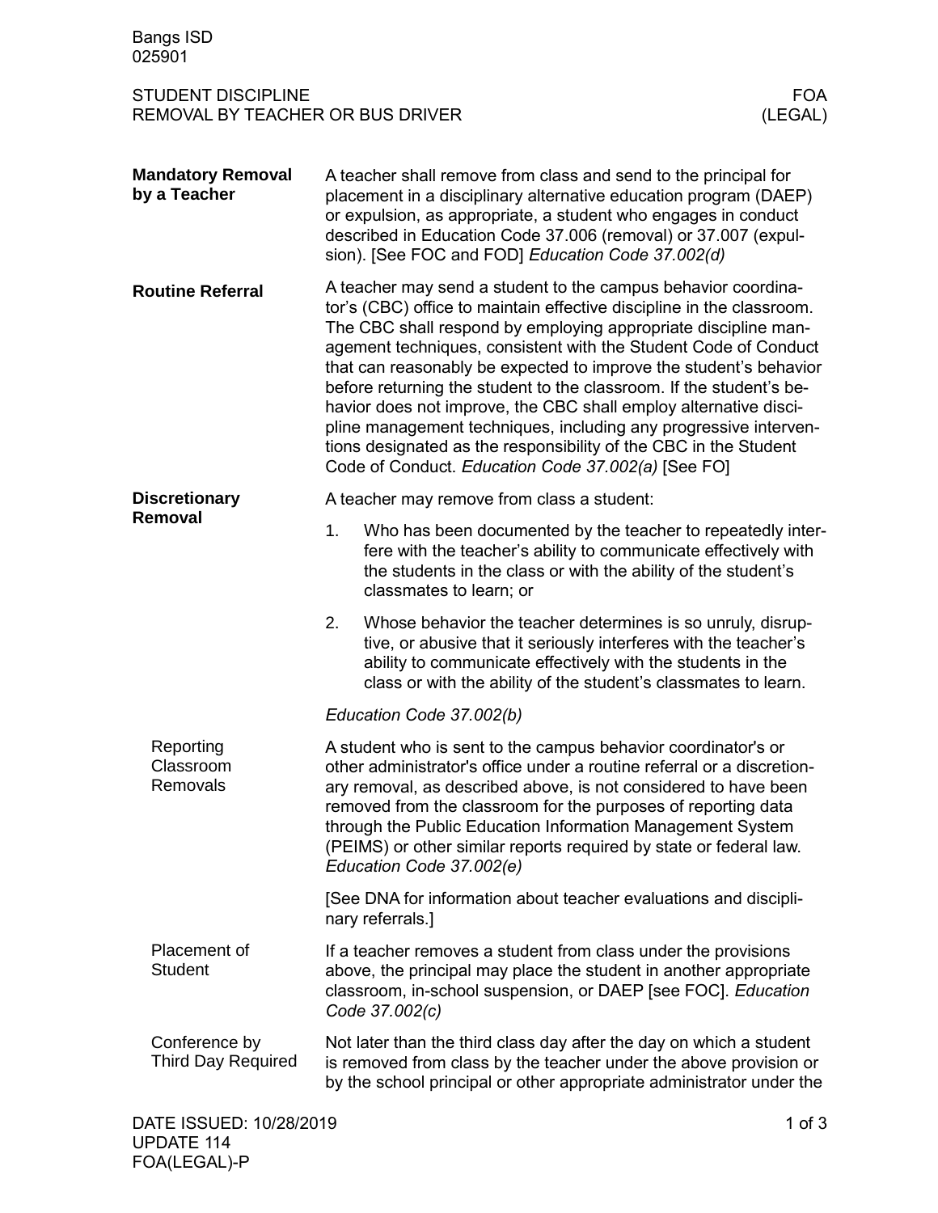Bangs ISD
025901

# STUDENT DISCIPLINE
# REMOVAL BY TEACHER OR BUS DRIVER

FOA
(LEGAL)

## Mandatory Removal by a Teacher

A teacher shall remove from class and send to the principal for placement in a disciplinary alternative education program (DAEP) or expulsion, as appropriate, a student who engages in conduct described in Education Code 37.006 (removal) or 37.007 (expulsion). [See FOC and FOD] *Education Code 37.002(d)*

## Routine Referral

A teacher may send a student to the campus behavior coordinator's (CBC) office to maintain effective discipline in the classroom. The CBC shall respond by employing appropriate discipline management techniques, consistent with the Student Code of Conduct that can reasonably be expected to improve the student's behavior before returning the student to the classroom. If the student's behavior does not improve, the CBC shall employ alternative discipline management techniques, including any progressive interventions designated as the responsibility of the CBC in the Student Code of Conduct. *Education Code 37.002(a)* [See FO]

## Discretionary Removal

A teacher may remove from class a student:

1. Who has been documented by the teacher to repeatedly interfere with the teacher's ability to communicate effectively with the students in the class or with the ability of the student's classmates to learn; or
2. Whose behavior the teacher determines is so unruly, disruptive, or abusive that it seriously interferes with the teacher's ability to communicate effectively with the students in the class or with the ability of the student's classmates to learn.

*Education Code 37.002(b)*

### Reporting Classroom Removals

A student who is sent to the campus behavior coordinator's or other administrator's office under a routine referral or a discretionary removal, as described above, is not considered to have been removed from the classroom for the purposes of reporting data through the Public Education Information Management System (PEIMS) or other similar reports required by state or federal law. *Education Code 37.002(e)*

[See DNA for information about teacher evaluations and disciplinary referrals.]

### Placement of Student

If a teacher removes a student from class under the provisions above, the principal may place the student in another appropriate classroom, in-school suspension, or DAEP [see FOC]. *Education Code 37.002(c)*

### Conference by Third Day Required

Not later than the third class day after the day on which a student is removed from class by the teacher under the above provision or by the school principal or other appropriate administrator under the

DATE ISSUED: 10/28/2019
UPDATE 114
FOA(LEGAL)-P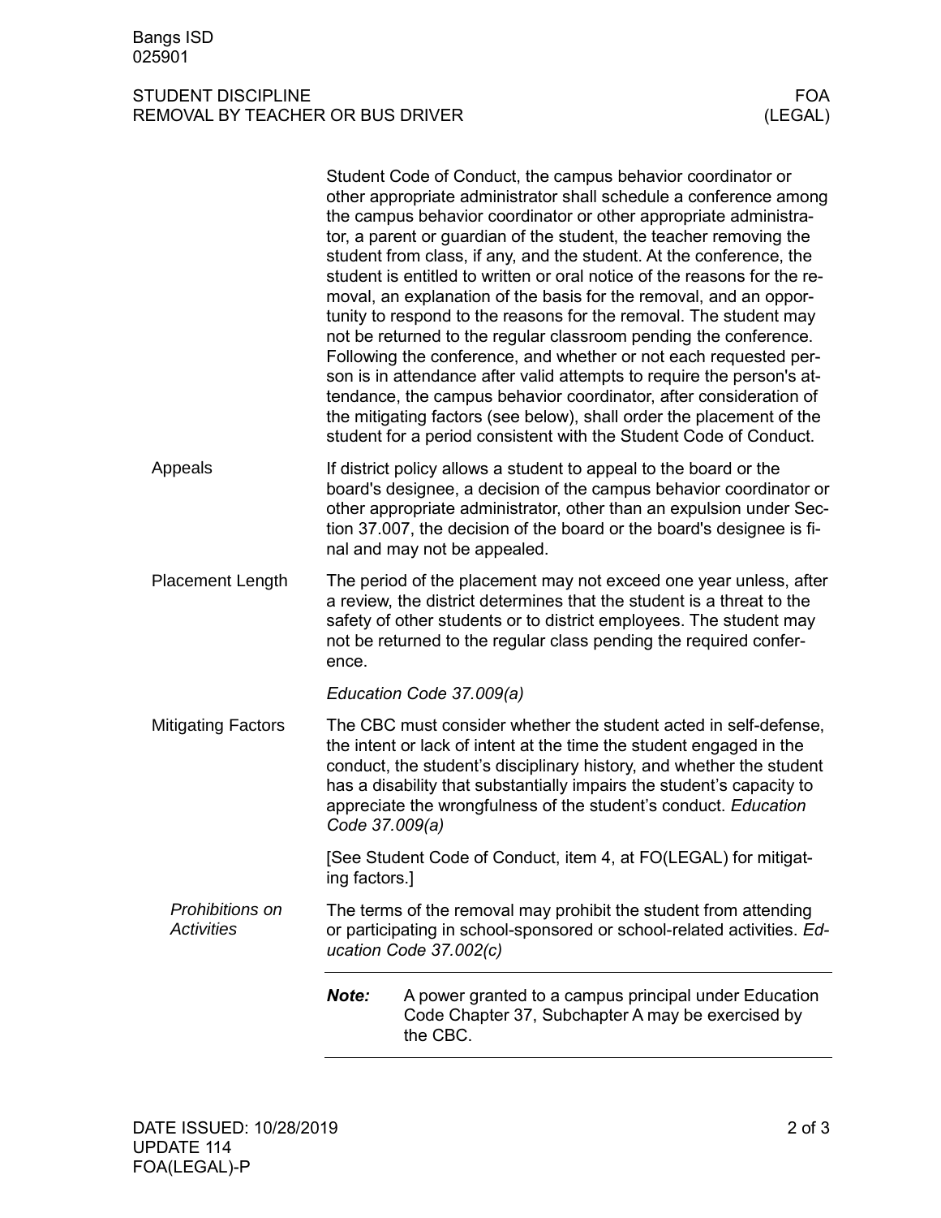Student Code of Conduct, the campus behavior coordinator or other appropriate administrator shall schedule a conference among the campus behavior coordinator or other appropriate administrator, a parent or guardian of the student, the teacher removing the student from class, if any, and the student. At the conference, the student is entitled to written or oral notice of the reasons for the removal, an explanation of the basis for the removal, and an opportunity to respond to the reasons for the removal. The student may not be returned to the regular classroom pending the conference. Following the conference, and whether or not each requested person is in attendance after valid attempts to require the person's attendance, the campus behavior coordinator, after consideration of the mitigating factors (see below), shall order the placement of the student for a period consistent with the Student Code of Conduct.

## Appeals

If district policy allows a student to appeal to the board or the board's designee, a decision of the campus behavior coordinator or other appropriate administrator, other than an expulsion under Section 37.007, the decision of the board or the board's designee is final and may not be appealed.

## Placement Length

The period of the placement may not exceed one year unless, after a review, the district determines that the student is a threat to the safety of other students or to district employees. The student may not be returned to the regular class pending the required conference.

*Education Code 37.009(a)*

## Mitigating Factors

The CBC must consider whether the student acted in self-defense, the intent or lack of intent at the time the student engaged in the conduct, the student's disciplinary history, and whether the student has a disability that substantially impairs the student's capacity to appreciate the wrongfulness of the student's conduct. *Education Code 37.009(a)*

[See Student Code of Conduct, item 4, at FO(LEGAL) for mitigating factors.]

### *Prohibitions on Activities*

The terms of the removal may prohibit the student from attending or participating in school-sponsored or school-related activities. *Education Code 37.002(c)*

---

***Note:*** A power granted to a campus principal under Education Code Chapter 37, Subchapter A may be exercised by the CBC.

---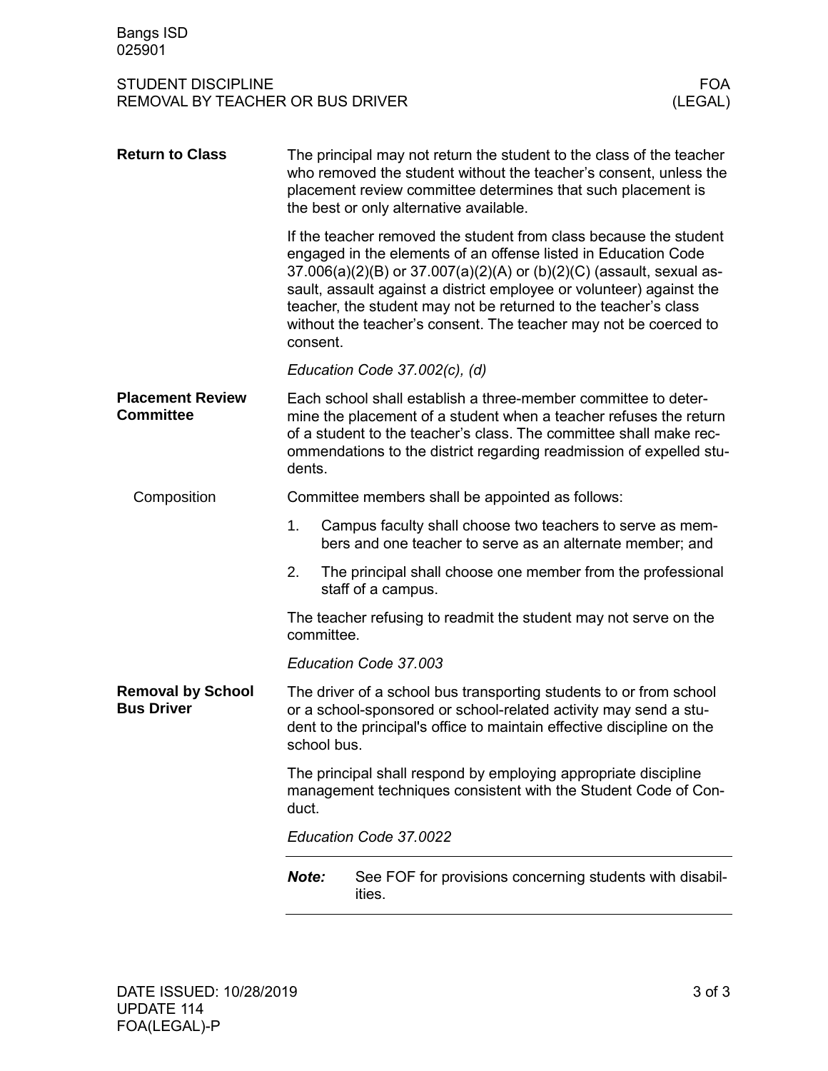**Return to Class**

The principal may not return the student to the class of the teacher who removed the student without the teacher's consent, unless the placement review committee determines that such placement is the best or only alternative available.

If the teacher removed the student from class because the student engaged in the elements of an offense listed in Education Code 37.006(a)(2)(B) or 37.007(a)(2)(A) or (b)(2)(C) (assault, sexual assault, assault against a district employee or volunteer) against the teacher, the student may not be returned to the teacher's class without the teacher's consent. The teacher may not be coerced to consent.

*Education Code 37.002(c), (d)*

**Placement Review Committee**

Each school shall establish a three-member committee to determine the placement of a student when a teacher refuses the return of a student to the teacher's class. The committee shall make recommendations to the district regarding readmission of expelled students.

Composition

Committee members shall be appointed as follows:

1. Campus faculty shall choose two teachers to serve as members and one teacher to serve as an alternate member; and
2. The principal shall choose one member from the professional staff of a campus.

The teacher refusing to readmit the student may not serve on the committee.

*Education Code 37.003*

**Removal by School Bus Driver**

The driver of a school bus transporting students to or from school or a school-sponsored or school-related activity may send a student to the principal's office to maintain effective discipline on the school bus.

The principal shall respond by employing appropriate discipline management techniques consistent with the Student Code of Conduct.

*Education Code 37.0022*

---

***Note:*** See FOF for provisions concerning students with disabilities.

---